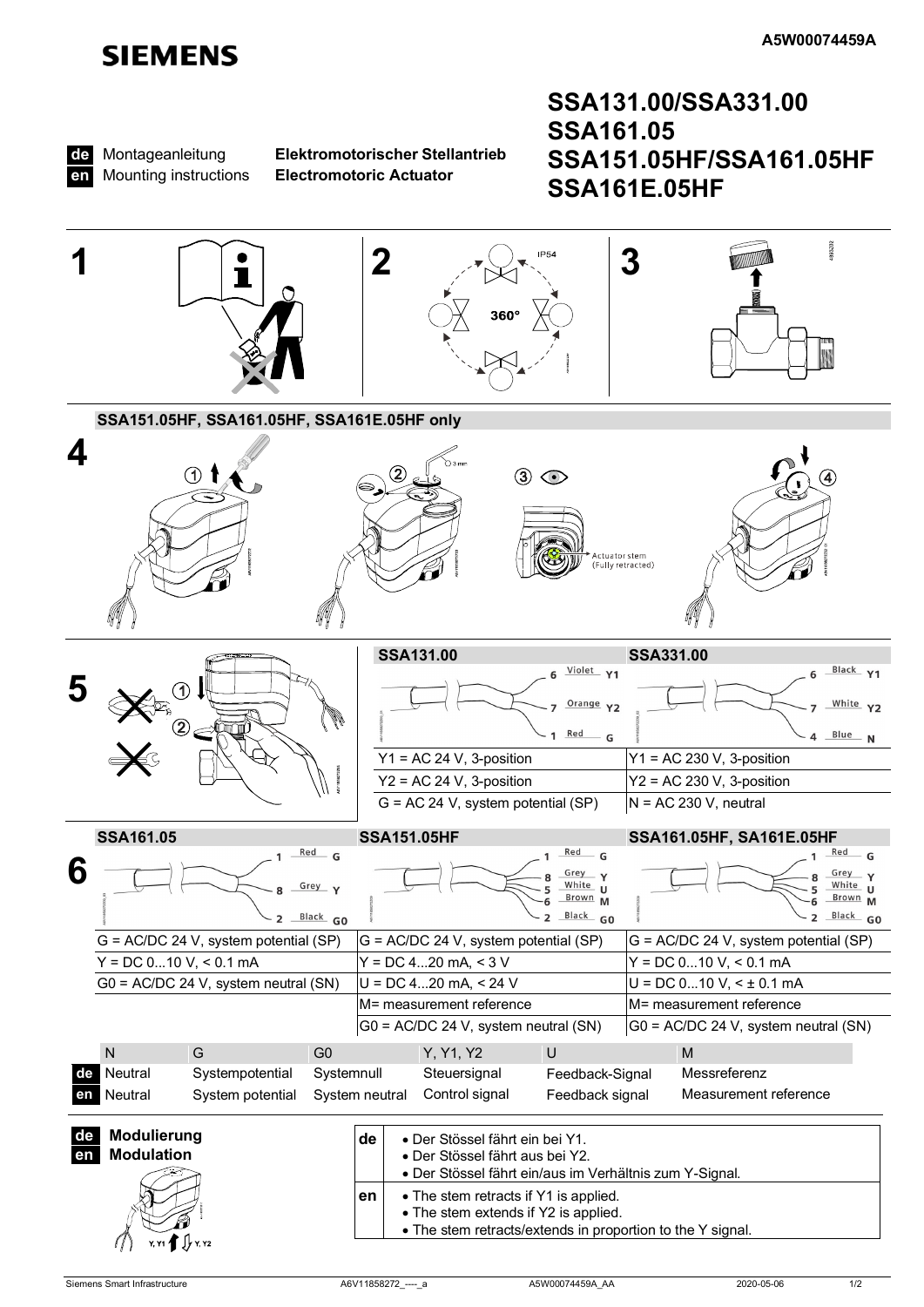# SIEMENS

A5W00074459A

**de** Montageanleitung **Elektromotorischer Stellantrieb**
**en** Mounting instructions **Electromotoric Actuator**

## SSA131.00/SSA331.00
## SSA161.05
## SSA151.05HF/SSA161.05HF
## SSA161E.05HF

**1**

**2** IP54 360°

**3**

**SSA151.05HF, SSA161.05HF, SSA161E.05HF only**

**4** ① ② 3 mm ③ Actuator stem (Fully retracted) ④

**5** ① ②

| SSA131.00 | SSA331.00 |
|---|---|
| 6 Violet Y1 | 6 Black Y1 |
| 7 Orange Y2 | 7 White Y2 |
| 1 Red G | 4 Blue N |
| Y1 = AC 24 V, 3-position | Y1 = AC 230 V, 3-position |
| Y2 = AC 24 V, 3-position | Y2 = AC 230 V, 3-position |
| G = AC 24 V, system potential (SP) | N = AC 230 V, neutral |

**6**

| SSA161.05 | SSA151.05HF | SSA161.05HF, SA161E.05HF |
|---|---|---|
| 1 Red G | 1 Red G | 1 Red G |
| 8 Grey Y | 8 Grey Y | 8 Grey Y |
| 2 Black G0 | 5 White U | 5 White U |
| | 6 Brown M | 6 Brown M |
| | 2 Black G0 | 2 Black G0 |
| G = AC/DC 24 V, system potential (SP) | G = AC/DC 24 V, system potential (SP) | G = AC/DC 24 V, system potential (SP) |
| Y = DC 0...10 V, < 0.1 mA | Y = DC 4...20 mA, < 3 V | Y = DC 0...10 V, < 0.1 mA |
| G0 = AC/DC 24 V, system neutral (SN) | U = DC 4...20 mA, < 24 V | U = DC 0...10 V, < ± 0.1 mA |
| | M= measurement reference | M= measurement reference |
| | G0 = AC/DC 24 V, system neutral (SN) | G0 = AC/DC 24 V, system neutral (SN) |

| | N | G | G0 | Y, Y1, Y2 | U | M |
|---|---|---|---|---|---|---|
| **de** | Neutral | Systempotential | Systemnull | Steuersignal | Feedback-Signal | Messreferenz |
| **en** | Neutral | System potential | System neutral | Control signal | Feedback signal | Measurement reference |

**de Modulierung**
**en Modulation**

Y, Y1 Y, Y2

| | |
|---|---|
| **de** | • Der Stössel fährt ein bei Y1.<br>• Der Stössel fährt aus bei Y2.<br>• Der Stössel fährt ein/aus im Verhältnis zum Y-Signal. |
| **en** | • The stem retracts if Y1 is applied.<br>• The stem extends if Y2 is applied.<br>• The stem retracts/extends in proportion to the Y signal. |

Siemens Smart Infrastructure A6V11858272_----_a A5W00074459A_AA 2020-05-06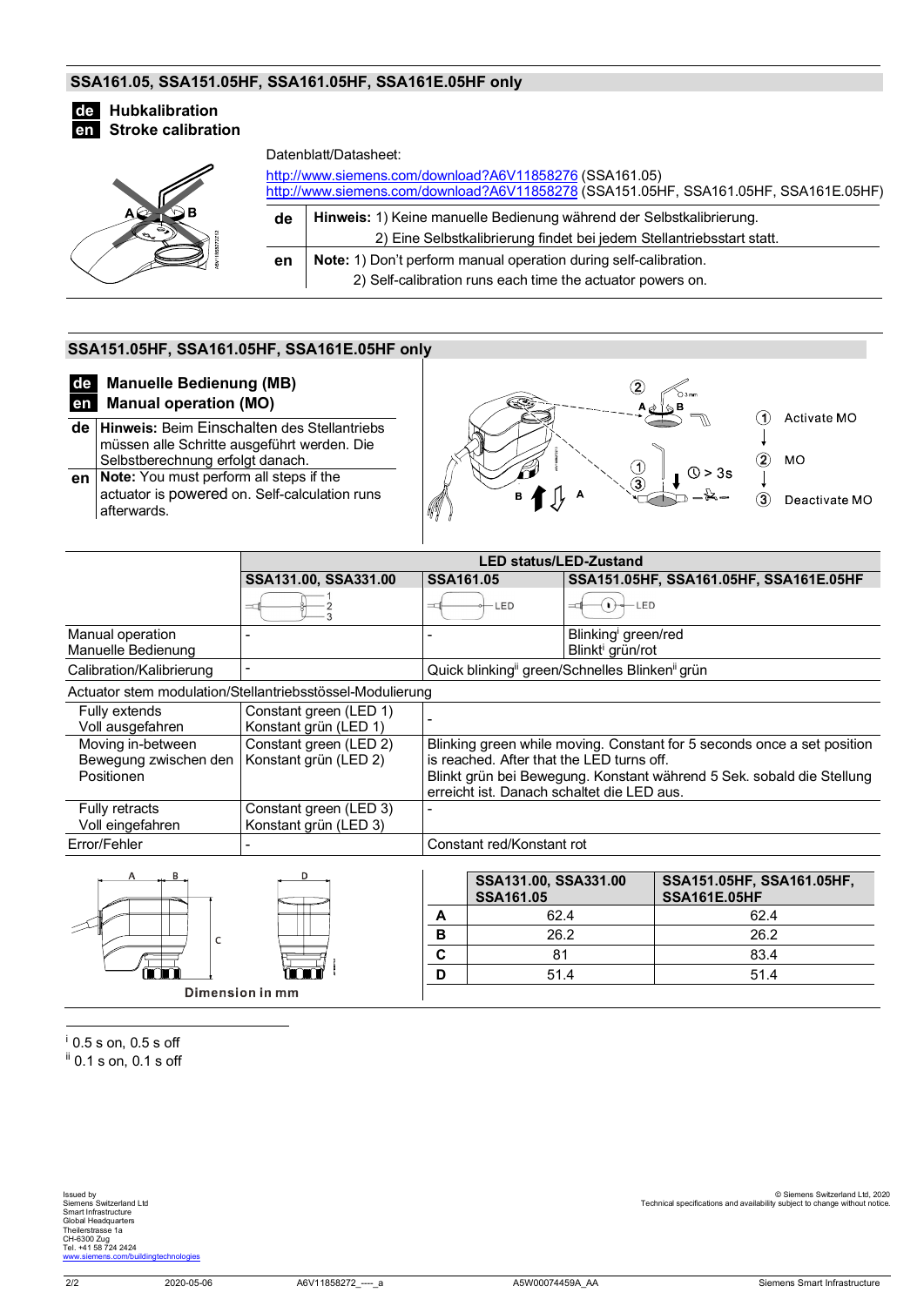## SSA161.05, SSA151.05HF, SSA161.05HF, SSA161E.05HF only

**de Hubkalibration**
**en Stroke calibration**

Datenblatt/Datasheet:

http://www.siemens.com/download?A6V11858276 (SSA161.05)
http://www.siemens.com/download?A6V11858278 (SSA151.05HF, SSA161.05HF, SSA161E.05HF)

| | |
|---|---|
| de | **Hinweis:** 1) Keine manuelle Bedienung während der Selbstkalibrierung. 2) Eine Selbstkalibrierung findet bei jedem Stellantriebsstart statt. |
| en | **Note:** 1) Don't perform manual operation during self-calibration. 2) Self-calibration runs each time the actuator powers on. |

## SSA151.05HF, SSA161.05HF, SSA161E.05HF only

**de Manuelle Bedienung (MB)**
**en Manual operation (MO)**

| | |
|---|---|
| de | **Hinweis:** Beim Einschalten des Stellantriebs müssen alle Schritte ausgeführt werden. Die Selbstberechnung erfolgt danach. |
| en | **Note:** You must perform all steps if the actuator is powered on. Self-calculation runs afterwards. |

B A

A B 3 mm

① ③ > 3s

① Activate MO
② MO
③ Deactivate MO

| | LED status/LED-Zustand | | |
|---|---|---|---|
| | SSA131.00, SSA331.00 | SSA161.05 | SSA151.05HF, SSA161.05HF, SSA161E.05HF |
| | 1 2 3 | LED | LED |
| Manual operation Manuelle Bedienung | - | - | Blinking[i] green/red Blinkt[i] grün/rot |
| Calibration/Kalibrierung | - | Quick blinking[ii] green/Schnelles Blinken[ii] grün | |
| Actuator stem modulation/Stellantriebsstössel-Modulierung | | | |
| Fully extends Voll ausgefahren | Constant green (LED 1) Konstant grün (LED 1) | - | |
| Moving in-between Bewegung zwischen den Positionen | Constant green (LED 2) Konstant grün (LED 2) | Blinking green while moving. Constant for 5 seconds once a set position is reached. After that the LED turns off. Blinkt grün bei Bewegung. Konstant während 5 Sek. sobald die Stellung erreicht ist. Danach schaltet die LED aus. | |
| Fully retracts Voll eingefahren | Constant green (LED 3) Konstant grün (LED 3) | - | |
| Error/Fehler | - | Constant red/Konstant rot | |

A B C D

Dimension in mm

| | SSA131.00, SSA331.00 SSA161.05 | SSA151.05HF, SSA161.05HF, SSA161E.05HF |
|---|---|---|
| A | 62.4 | 62.4 |
| B | 26.2 | 26.2 |
| C | 81 | 83.4 |
| D | 51.4 | 51.4 |

[i] 0.5 s on, 0.5 s off
[ii] 0.1 s on, 0.1 s off

Issued by
Siemens Switzerland Ltd
Smart Infrastructure
Global Headquarters
Theilerstrasse 1a
CH-6300 Zug
Tel. +41 58 724 2424
www.siemens.com/buildingtechnologies

© Siemens Switzerland Ltd, 2020
Technical specifications and availability subject to change without notice.